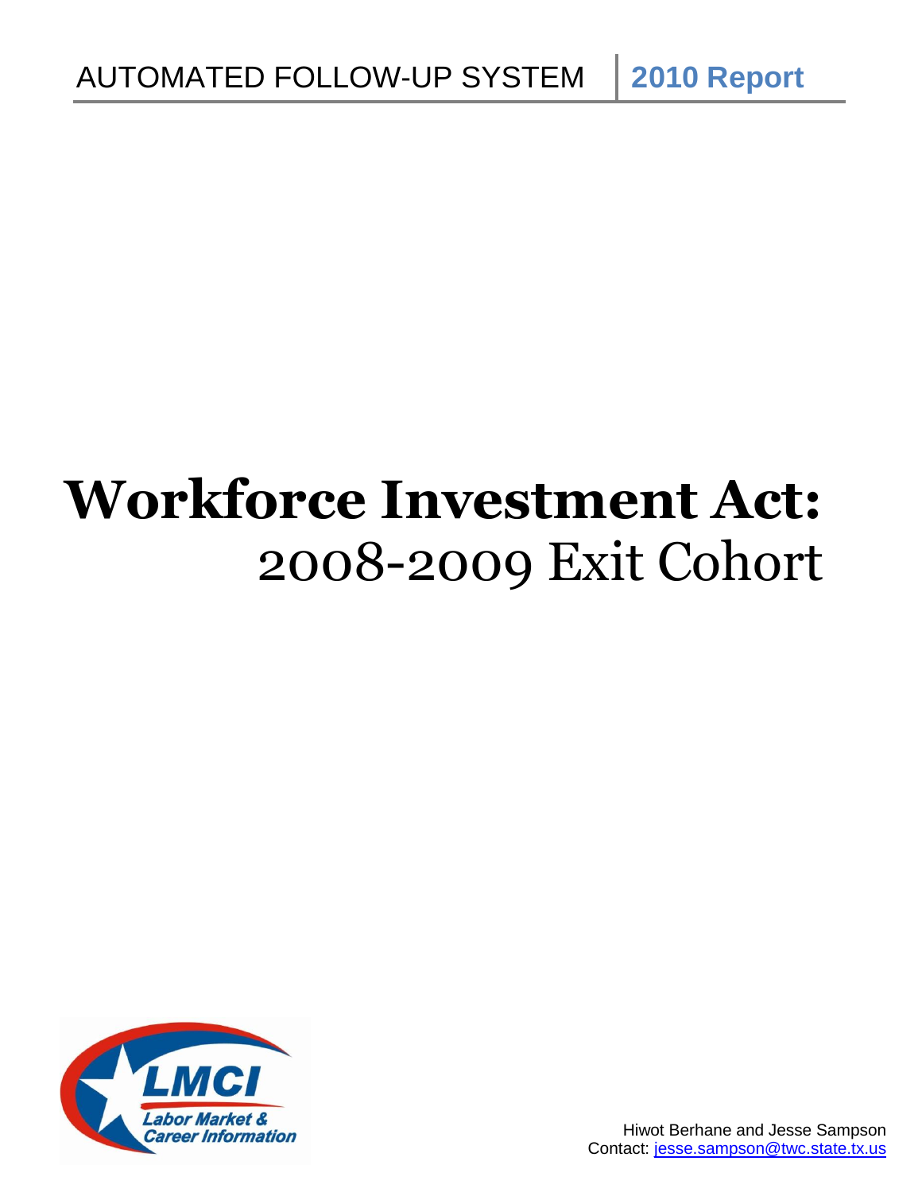AUTOMATED FOLLOW-UP SYSTEM | **2010 Report**

# Workforce Investment Act: 2008-2009 Exit Cohort

LMCI
Labor Market & Career Information

Hiwot Berhane and Jesse Sampson
Contact: jesse.sampson@twc.state.tx.us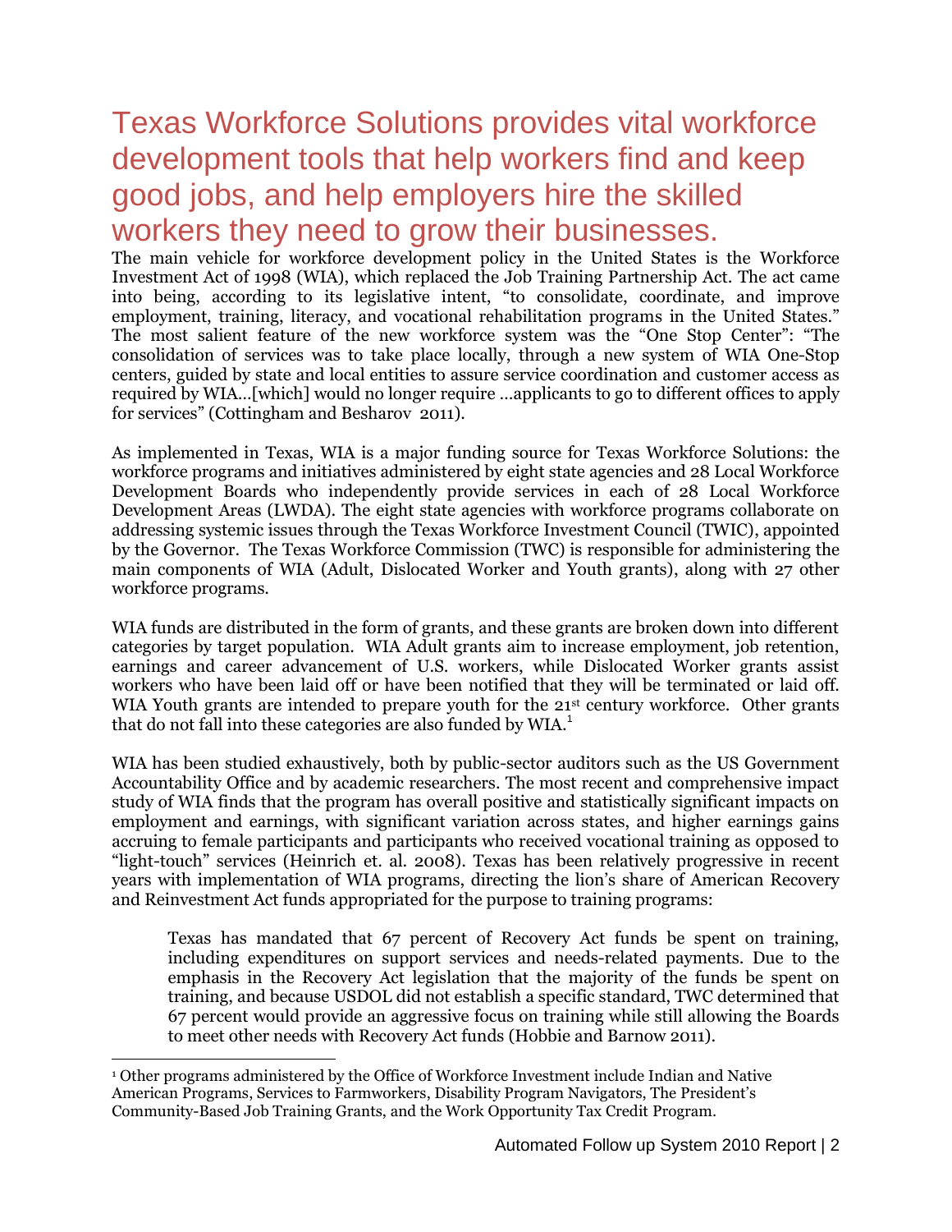# Texas Workforce Solutions provides vital workforce development tools that help workers find and keep good jobs, and help employers hire the skilled workers they need to grow their businesses.

The main vehicle for workforce development policy in the United States is the Workforce Investment Act of 1998 (WIA), which replaced the Job Training Partnership Act. The act came into being, according to its legislative intent, "to consolidate, coordinate, and improve employment, training, literacy, and vocational rehabilitation programs in the United States." The most salient feature of the new workforce system was the "One Stop Center": "The consolidation of services was to take place locally, through a new system of WIA One-Stop centers, guided by state and local entities to assure service coordination and customer access as required by WIA…[which] would no longer require …applicants to go to different offices to apply for services" (Cottingham and Besharov 2011).

As implemented in Texas, WIA is a major funding source for Texas Workforce Solutions: the workforce programs and initiatives administered by eight state agencies and 28 Local Workforce Development Boards who independently provide services in each of 28 Local Workforce Development Areas (LWDA). The eight state agencies with workforce programs collaborate on addressing systemic issues through the Texas Workforce Investment Council (TWIC), appointed by the Governor. The Texas Workforce Commission (TWC) is responsible for administering the main components of WIA (Adult, Dislocated Worker and Youth grants), along with 27 other workforce programs.

WIA funds are distributed in the form of grants, and these grants are broken down into different categories by target population. WIA Adult grants aim to increase employment, job retention, earnings and career advancement of U.S. workers, while Dislocated Worker grants assist workers who have been laid off or have been notified that they will be terminated or laid off. WIA Youth grants are intended to prepare youth for the 21st century workforce. Other grants that do not fall into these categories are also funded by WIA.[1]

WIA has been studied exhaustively, both by public-sector auditors such as the US Government Accountability Office and by academic researchers. The most recent and comprehensive impact study of WIA finds that the program has overall positive and statistically significant impacts on employment and earnings, with significant variation across states, and higher earnings gains accruing to female participants and participants who received vocational training as opposed to "light-touch" services (Heinrich et. al. 2008). Texas has been relatively progressive in recent years with implementation of WIA programs, directing the lion's share of American Recovery and Reinvestment Act funds appropriated for the purpose to training programs:

> Texas has mandated that 67 percent of Recovery Act funds be spent on training, including expenditures on support services and needs-related payments. Due to the emphasis in the Recovery Act legislation that the majority of the funds be spent on training, and because USDOL did not establish a specific standard, TWC determined that 67 percent would provide an aggressive focus on training while still allowing the Boards to meet other needs with Recovery Act funds (Hobbie and Barnow 2011).

---

[1] Other programs administered by the Office of Workforce Investment include Indian and Native American Programs, Services to Farmworkers, Disability Program Navigators, The President's Community-Based Job Training Grants, and the Work Opportunity Tax Credit Program.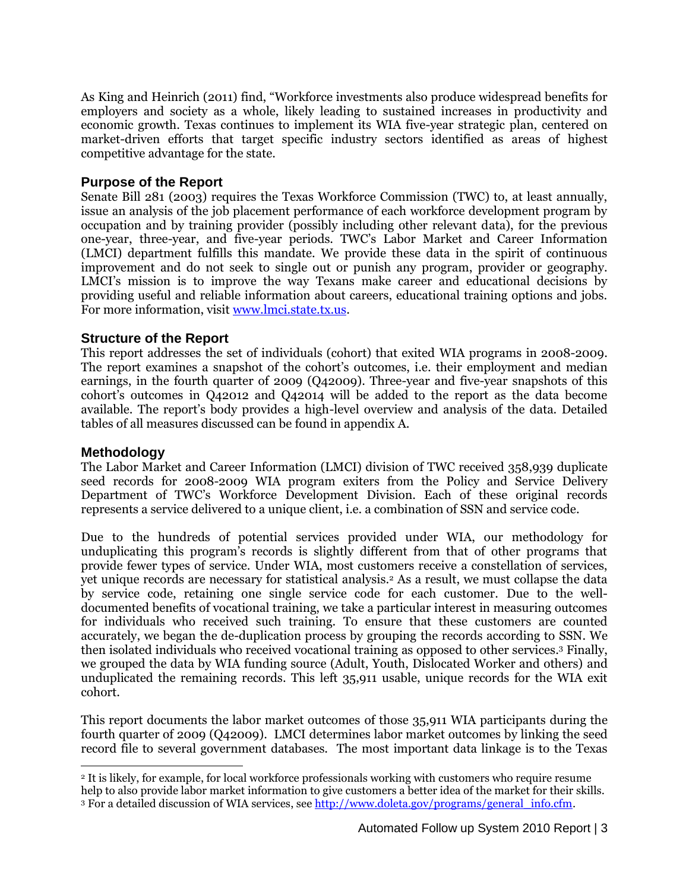As King and Heinrich (2011) find, "Workforce investments also produce widespread benefits for employers and society as a whole, likely leading to sustained increases in productivity and economic growth. Texas continues to implement its WIA five-year strategic plan, centered on market-driven efforts that target specific industry sectors identified as areas of highest competitive advantage for the state.

## Purpose of the Report

Senate Bill 281 (2003) requires the Texas Workforce Commission (TWC) to, at least annually, issue an analysis of the job placement performance of each workforce development program by occupation and by training provider (possibly including other relevant data), for the previous one-year, three-year, and five-year periods. TWC's Labor Market and Career Information (LMCI) department fulfills this mandate. We provide these data in the spirit of continuous improvement and do not seek to single out or punish any program, provider or geography. LMCI's mission is to improve the way Texans make career and educational decisions by providing useful and reliable information about careers, educational training options and jobs. For more information, visit www.lmci.state.tx.us.

## Structure of the Report

This report addresses the set of individuals (cohort) that exited WIA programs in 2008-2009. The report examines a snapshot of the cohort's outcomes, i.e. their employment and median earnings, in the fourth quarter of 2009 (Q42009). Three-year and five-year snapshots of this cohort's outcomes in Q42012 and Q42014 will be added to the report as the data become available. The report's body provides a high-level overview and analysis of the data. Detailed tables of all measures discussed can be found in appendix A.

## Methodology

The Labor Market and Career Information (LMCI) division of TWC received 358,939 duplicate seed records for 2008-2009 WIA program exiters from the Policy and Service Delivery Department of TWC's Workforce Development Division. Each of these original records represents a service delivered to a unique client, i.e. a combination of SSN and service code.

Due to the hundreds of potential services provided under WIA, our methodology for unduplicating this program's records is slightly different from that of other programs that provide fewer types of service. Under WIA, most customers receive a constellation of services, yet unique records are necessary for statistical analysis.[2] As a result, we must collapse the data by service code, retaining one single service code for each customer. Due to the well-documented benefits of vocational training, we take a particular interest in measuring outcomes for individuals who received such training. To ensure that these customers are counted accurately, we began the de-duplication process by grouping the records according to SSN. We then isolated individuals who received vocational training as opposed to other services.[3] Finally, we grouped the data by WIA funding source (Adult, Youth, Dislocated Worker and others) and unduplicated the remaining records. This left 35,911 usable, unique records for the WIA exit cohort.

This report documents the labor market outcomes of those 35,911 WIA participants during the fourth quarter of 2009 (Q42009). LMCI determines labor market outcomes by linking the seed record file to several government databases. The most important data linkage is to the Texas

---

[2] It is likely, for example, for local workforce professionals working with customers who require resume help to also provide labor market information to give customers a better idea of the market for their skills.

[3] For a detailed discussion of WIA services, see http://www.doleta.gov/programs/general_info.cfm.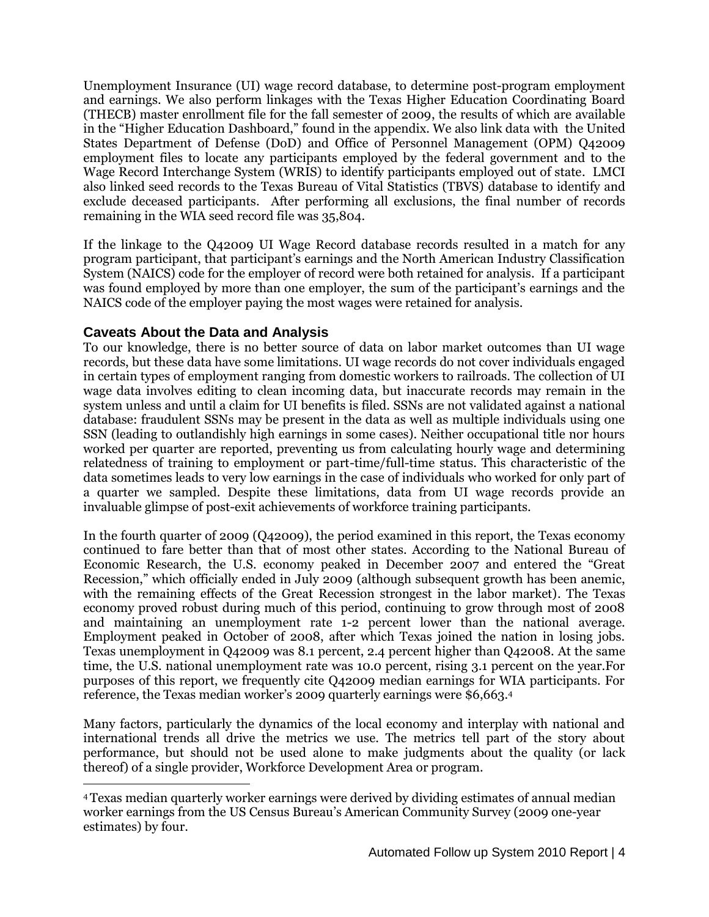Unemployment Insurance (UI) wage record database, to determine post-program employment and earnings. We also perform linkages with the Texas Higher Education Coordinating Board (THECB) master enrollment file for the fall semester of 2009, the results of which are available in the "Higher Education Dashboard," found in the appendix. We also link data with the United States Department of Defense (DoD) and Office of Personnel Management (OPM) Q42009 employment files to locate any participants employed by the federal government and to the Wage Record Interchange System (WRIS) to identify participants employed out of state. LMCI also linked seed records to the Texas Bureau of Vital Statistics (TBVS) database to identify and exclude deceased participants. After performing all exclusions, the final number of records remaining in the WIA seed record file was 35,804.

If the linkage to the Q42009 UI Wage Record database records resulted in a match for any program participant, that participant's earnings and the North American Industry Classification System (NAICS) code for the employer of record were both retained for analysis. If a participant was found employed by more than one employer, the sum of the participant's earnings and the NAICS code of the employer paying the most wages were retained for analysis.

## Caveats About the Data and Analysis

To our knowledge, there is no better source of data on labor market outcomes than UI wage records, but these data have some limitations. UI wage records do not cover individuals engaged in certain types of employment ranging from domestic workers to railroads. The collection of UI wage data involves editing to clean incoming data, but inaccurate records may remain in the system unless and until a claim for UI benefits is filed. SSNs are not validated against a national database: fraudulent SSNs may be present in the data as well as multiple individuals using one SSN (leading to outlandishly high earnings in some cases). Neither occupational title nor hours worked per quarter are reported, preventing us from calculating hourly wage and determining relatedness of training to employment or part-time/full-time status. This characteristic of the data sometimes leads to very low earnings in the case of individuals who worked for only part of a quarter we sampled. Despite these limitations, data from UI wage records provide an invaluable glimpse of post-exit achievements of workforce training participants.

In the fourth quarter of 2009 (Q42009), the period examined in this report, the Texas economy continued to fare better than that of most other states. According to the National Bureau of Economic Research, the U.S. economy peaked in December 2007 and entered the "Great Recession," which officially ended in July 2009 (although subsequent growth has been anemic, with the remaining effects of the Great Recession strongest in the labor market). The Texas economy proved robust during much of this period, continuing to grow through most of 2008 and maintaining an unemployment rate 1-2 percent lower than the national average. Employment peaked in October of 2008, after which Texas joined the nation in losing jobs. Texas unemployment in Q42009 was 8.1 percent, 2.4 percent higher than Q42008. At the same time, the U.S. national unemployment rate was 10.0 percent, rising 3.1 percent on the year.For purposes of this report, we frequently cite Q42009 median earnings for WIA participants. For reference, the Texas median worker's 2009 quarterly earnings were $6,663.[4]

Many factors, particularly the dynamics of the local economy and interplay with national and international trends all drive the metrics we use. The metrics tell part of the story about performance, but should not be used alone to make judgments about the quality (or lack thereof) of a single provider, Workforce Development Area or program.

[4] Texas median quarterly worker earnings were derived by dividing estimates of annual median worker earnings from the US Census Bureau's American Community Survey (2009 one-year estimates) by four.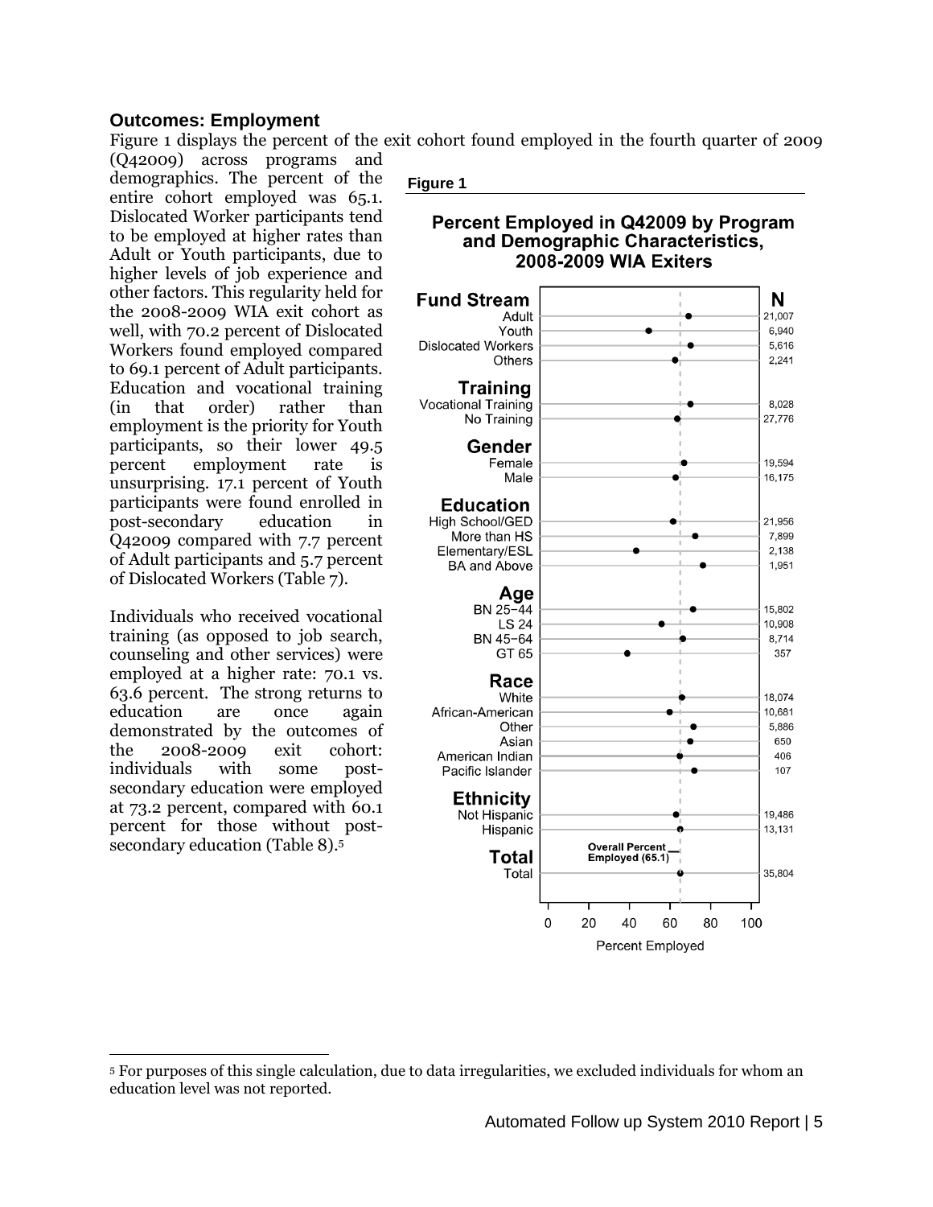### Outcomes: Employment

Figure 1 displays the percent of the exit cohort found employed in the fourth quarter of 2009 (Q42009) across programs and demographics. The percent of the entire cohort employed was 65.1. Dislocated Worker participants tend to be employed at higher rates than Adult or Youth participants, due to higher levels of job experience and other factors. This regularity held for the 2008-2009 WIA exit cohort as well, with 70.2 percent of Dislocated Workers found employed compared to 69.1 percent of Adult participants. Education and vocational training (in that order) rather than employment is the priority for Youth participants, so their lower 49.5 percent employment rate is unsurprising. 17.1 percent of Youth participants were found enrolled in post-secondary education in Q42009 compared with 7.7 percent of Adult participants and 5.7 percent of Dislocated Workers (Table 7).

Individuals who received vocational training (as opposed to job search, counseling and other services) were employed at a higher rate: 70.1 vs. 63.6 percent. The strong returns to education are once again demonstrated by the outcomes of the 2008-2009 exit cohort: individuals with some post-secondary education were employed at 73.2 percent, compared with 60.1 percent for those without post-secondary education (Table 8).[5]

**Figure 1**

**Percent Employed in Q42009 by Program and Demographic Characteristics, 2008-2009 WIA Exiters**

| Category | N |
|---|---|
| **Fund Stream** | |
| Adult | 21,007 |
| Youth | 6,940 |
| Dislocated Workers | 5,616 |
| Others | 2,241 |
| **Training** | |
| Vocational Training | 8,028 |
| No Training | 27,776 |
| **Gender** | |
| Female | 19,594 |
| Male | 16,175 |
| **Education** | |
| High School/GED | 21,956 |
| More than HS | 7,899 |
| Elementary/ESL | 2,138 |
| BA and Above | 1,951 |
| **Age** | |
| BN 25−44 | 15,802 |
| LS 24 | 10,908 |
| BN 45−64 | 8,714 |
| GT 65 | 357 |
| **Race** | |
| White | 18,074 |
| African-American | 10,681 |
| Other | 5,886 |
| Asian | 650 |
| American Indian | 406 |
| Pacific Islander | 107 |
| **Ethnicity** | |
| Not Hispanic | 19,486 |
| Hispanic | 13,131 |
| **Total** | |
| Total | 35,804 |

Overall Percent Employed (65.1)

Percent Employed (axis: 0, 20, 40, 60, 80, 100)

---

[5] For purposes of this single calculation, due to data irregularities, we excluded individuals for whom an education level was not reported.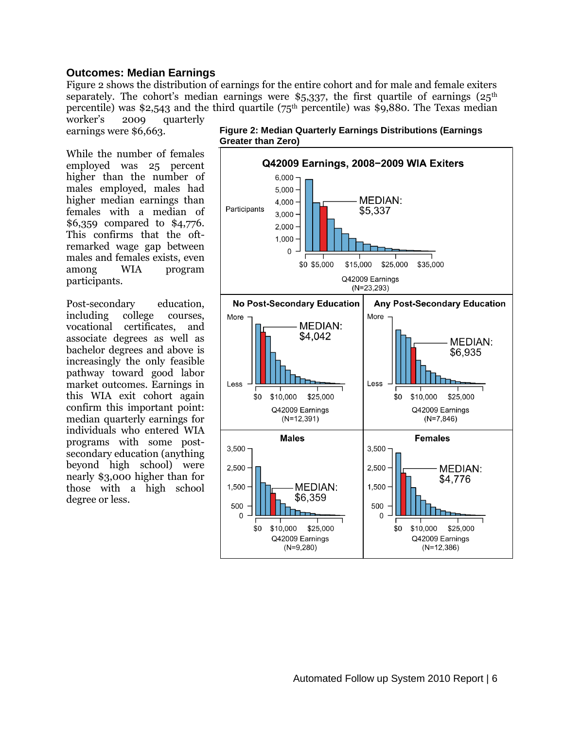### Outcomes: Median Earnings

Figure 2 shows the distribution of earnings for the entire cohort and for male and female exiters separately. The cohort's median earnings were $5,337, the first quartile of earnings (25th percentile) was $2,543 and the third quartile (75th percentile) was $9,880. The Texas median worker's 2009 quarterly earnings were $6,663.

While the number of females employed was 25 percent higher than the number of males employed, males had higher median earnings than females with a median of $6,359 compared to $4,776. This confirms that the oft-remarked wage gap between males and females exists, even among WIA program participants.

Post-secondary education, including college courses, vocational certificates, and associate degrees as well as bachelor degrees and above is increasingly the only feasible pathway toward good labor market outcomes. Earnings in this WIA exit cohort again confirm this important point: median quarterly earnings for individuals who entered WIA programs with some post-secondary education (anything beyond high school) were nearly $3,000 higher than for those with a high school degree or less.

**Figure 2: Median Quarterly Earnings Distributions (Earnings Greater than Zero)**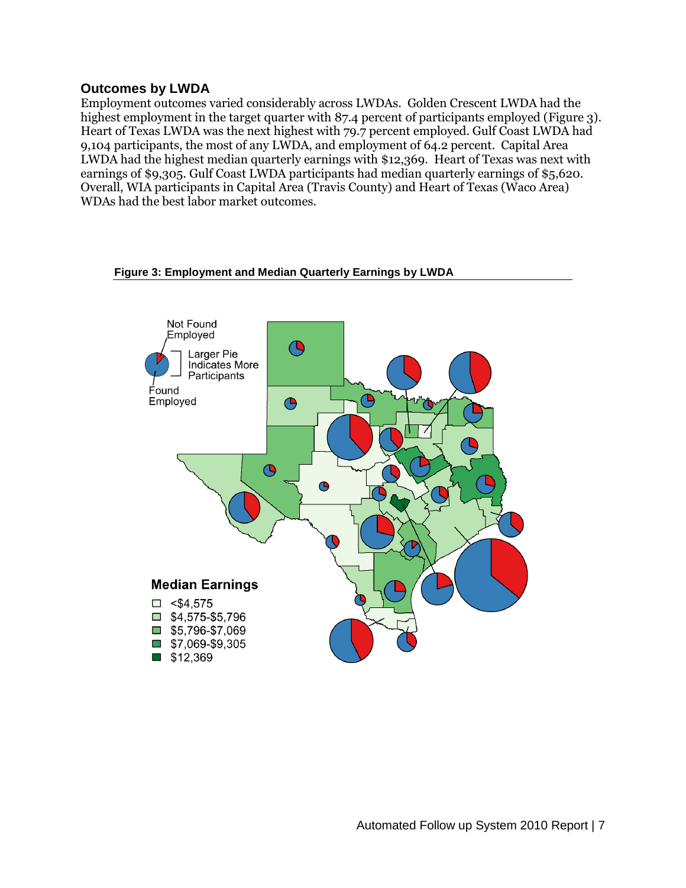## Outcomes by LWDA

Employment outcomes varied considerably across LWDAs. Golden Crescent LWDA had the highest employment in the target quarter with 87.4 percent of participants employed (Figure 3). Heart of Texas LWDA was the next highest with 79.7 percent employed. Gulf Coast LWDA had 9,104 participants, the most of any LWDA, and employment of 64.2 percent. Capital Area LWDA had the highest median quarterly earnings with $12,369. Heart of Texas was next with earnings of $9,305. Gulf Coast LWDA participants had median quarterly earnings of $5,620. Overall, WIA participants in Capital Area (Travis County) and Heart of Texas (Waco Area) WDAs had the best labor market outcomes.

**Figure 3: Employment and Median Quarterly Earnings by LWDA**

Not Found Employed

Found Employed

Larger Pie Indicates More Participants

**Median Earnings**

- <$4,575
- $4,575-$5,796
- $5,796-$7,069
- $7,069-$9,305
- $12,369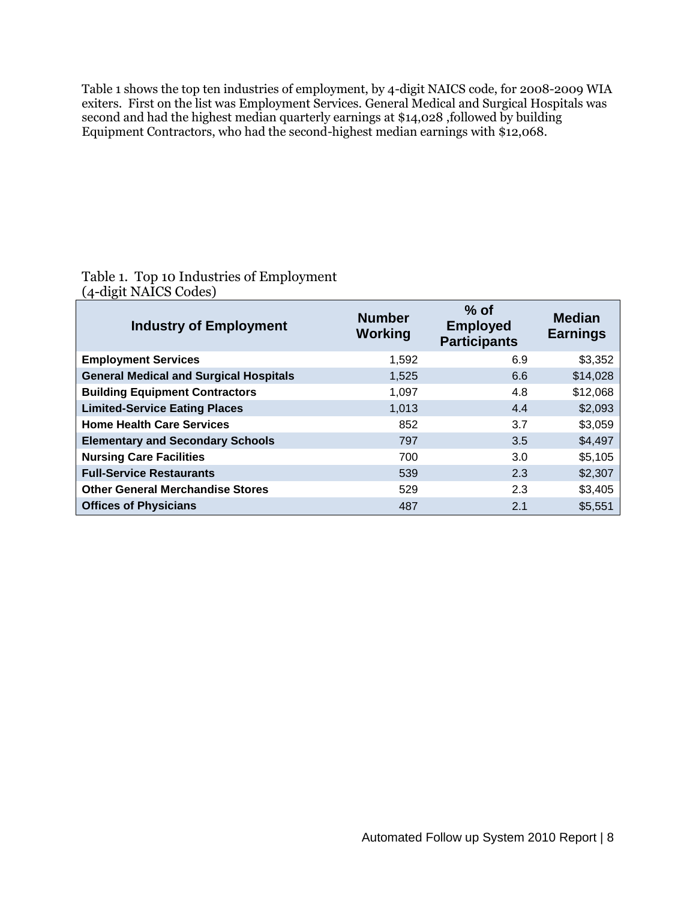Table 1 shows the top ten industries of employment, by 4-digit NAICS code, for 2008-2009 WIA exiters. First on the list was Employment Services. General Medical and Surgical Hospitals was second and had the highest median quarterly earnings at $14,028 ,followed by building Equipment Contractors, who had the second-highest median earnings with $12,068.

Table 1. Top 10 Industries of Employment
(4-digit NAICS Codes)

| Industry of Employment | Number Working | % of Employed Participants | Median Earnings |
|---|---|---|---|
| **Employment Services** | 1,592 | 6.9 | $3,352 |
| **General Medical and Surgical Hospitals** | 1,525 | 6.6 | $14,028 |
| **Building Equipment Contractors** | 1,097 | 4.8 | $12,068 |
| **Limited-Service Eating Places** | 1,013 | 4.4 | $2,093 |
| **Home Health Care Services** | 852 | 3.7 | $3,059 |
| **Elementary and Secondary Schools** | 797 | 3.5 | $4,497 |
| **Nursing Care Facilities** | 700 | 3.0 | $5,105 |
| **Full-Service Restaurants** | 539 | 2.3 | $2,307 |
| **Other General Merchandise Stores** | 529 | 2.3 | $3,405 |
| **Offices of Physicians** | 487 | 2.1 | $5,551 |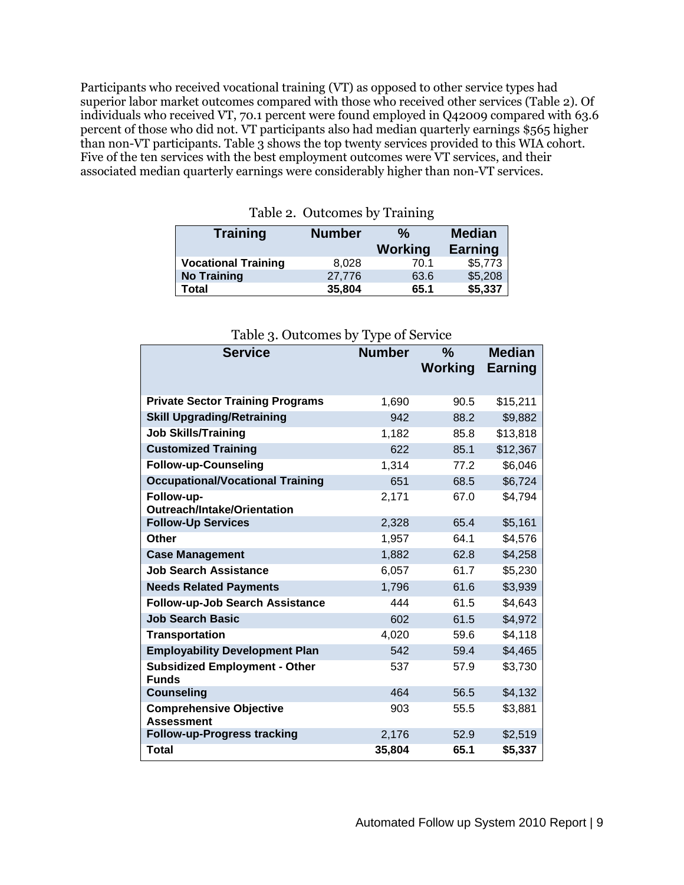Participants who received vocational training (VT) as opposed to other service types had superior labor market outcomes compared with those who received other services (Table 2). Of individuals who received VT, 70.1 percent were found employed in Q42009 compared with 63.6 percent of those who did not. VT participants also had median quarterly earnings $565 higher than non-VT participants. Table 3 shows the top twenty services provided to this WIA cohort. Five of the ten services with the best employment outcomes were VT services, and their associated median quarterly earnings were considerably higher than non-VT services.

Table 2. Outcomes by Training

| Training | Number | % Working | Median Earning |
|---|---|---|---|
| **Vocational Training** | 8,028 | 70.1 | $5,773 |
| **No Training** | 27,776 | 63.6 | $5,208 |
| **Total** | **35,804** | **65.1** | **$5,337** |

Table 3. Outcomes by Type of Service

| Service | Number | % Working | Median Earning |
|---|---|---|---|
| **Private Sector Training Programs** | 1,690 | 90.5 | $15,211 |
| **Skill Upgrading/Retraining** | 942 | 88.2 | $9,882 |
| **Job Skills/Training** | 1,182 | 85.8 | $13,818 |
| **Customized Training** | 622 | 85.1 | $12,367 |
| **Follow-up-Counseling** | 1,314 | 77.2 | $6,046 |
| **Occupational/Vocational Training** | 651 | 68.5 | $6,724 |
| **Follow-up-Outreach/Intake/Orientation** | 2,171 | 67.0 | $4,794 |
| **Follow-Up Services** | 2,328 | 65.4 | $5,161 |
| **Other** | 1,957 | 64.1 | $4,576 |
| **Case Management** | 1,882 | 62.8 | $4,258 |
| **Job Search Assistance** | 6,057 | 61.7 | $5,230 |
| **Needs Related Payments** | 1,796 | 61.6 | $3,939 |
| **Follow-up-Job Search Assistance** | 444 | 61.5 | $4,643 |
| **Job Search Basic** | 602 | 61.5 | $4,972 |
| **Transportation** | 4,020 | 59.6 | $4,118 |
| **Employability Development Plan** | 542 | 59.4 | $4,465 |
| **Subsidized Employment - Other Funds** | 537 | 57.9 | $3,730 |
| **Counseling** | 464 | 56.5 | $4,132 |
| **Comprehensive Objective Assessment** | 903 | 55.5 | $3,881 |
| **Follow-up-Progress tracking** | 2,176 | 52.9 | $2,519 |
| **Total** | **35,804** | **65.1** | **$5,337** |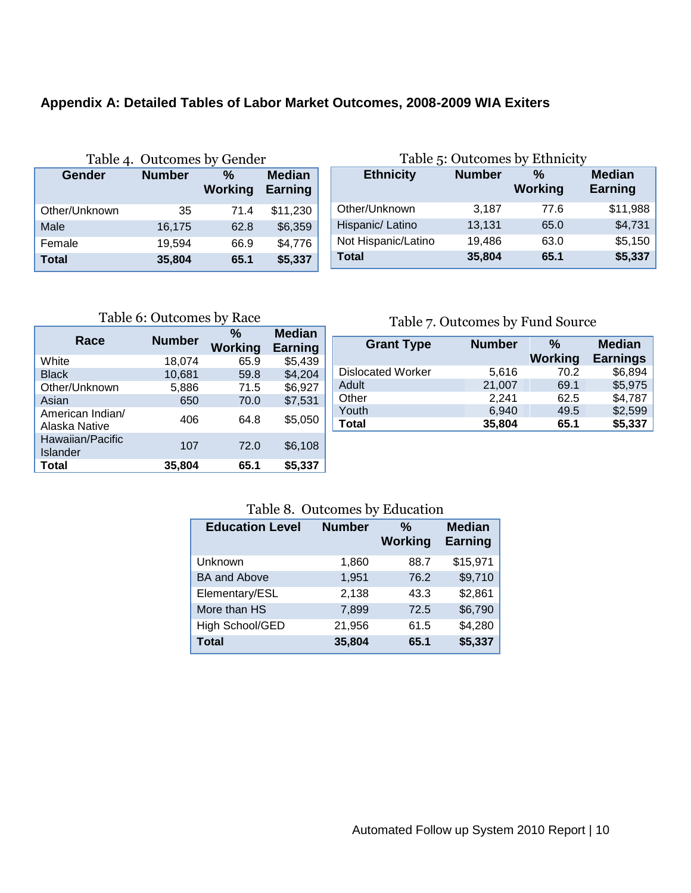## Appendix A: Detailed Tables of Labor Market Outcomes, 2008-2009 WIA Exiters

Table 4. Outcomes by Gender

| Gender | Number | % Working | Median Earning |
|---|---|---|---|
| Other/Unknown | 35 | 71.4 | $11,230 |
| Male | 16,175 | 62.8 | $6,359 |
| Female | 19,594 | 66.9 | $4,776 |
| **Total** | **35,804** | **65.1** | **$5,337** |

Table 5: Outcomes by Ethnicity

| Ethnicity | Number | % Working | Median Earning |
|---|---|---|---|
| Other/Unknown | 3,187 | 77.6 | $11,988 |
| Hispanic/ Latino | 13,131 | 65.0 | $4,731 |
| Not Hispanic/Latino | 19,486 | 63.0 | $5,150 |
| **Total** | **35,804** | **65.1** | **$5,337** |

Table 6: Outcomes by Race

| Race | Number | % Working | Median Earning |
|---|---|---|---|
| White | 18,074 | 65.9 | $5,439 |
| Black | 10,681 | 59.8 | $4,204 |
| Other/Unknown | 5,886 | 71.5 | $6,927 |
| Asian | 650 | 70.0 | $7,531 |
| American Indian/ Alaska Native | 406 | 64.8 | $5,050 |
| Hawaiian/Pacific Islander | 107 | 72.0 | $6,108 |
| **Total** | **35,804** | **65.1** | **$5,337** |

Table 7. Outcomes by Fund Source

| Grant Type | Number | % Working | Median Earnings |
|---|---|---|---|
| Dislocated Worker | 5,616 | 70.2 | $6,894 |
| Adult | 21,007 | 69.1 | $5,975 |
| Other | 2,241 | 62.5 | $4,787 |
| Youth | 6,940 | 49.5 | $2,599 |
| **Total** | **35,804** | **65.1** | **$5,337** |

Table 8. Outcomes by Education

| Education Level | Number | % Working | Median Earning |
|---|---|---|---|
| Unknown | 1,860 | 88.7 | $15,971 |
| BA and Above | 1,951 | 76.2 | $9,710 |
| Elementary/ESL | 2,138 | 43.3 | $2,861 |
| More than HS | 7,899 | 72.5 | $6,790 |
| High School/GED | 21,956 | 61.5 | $4,280 |
| **Total** | **35,804** | **65.1** | **$5,337** |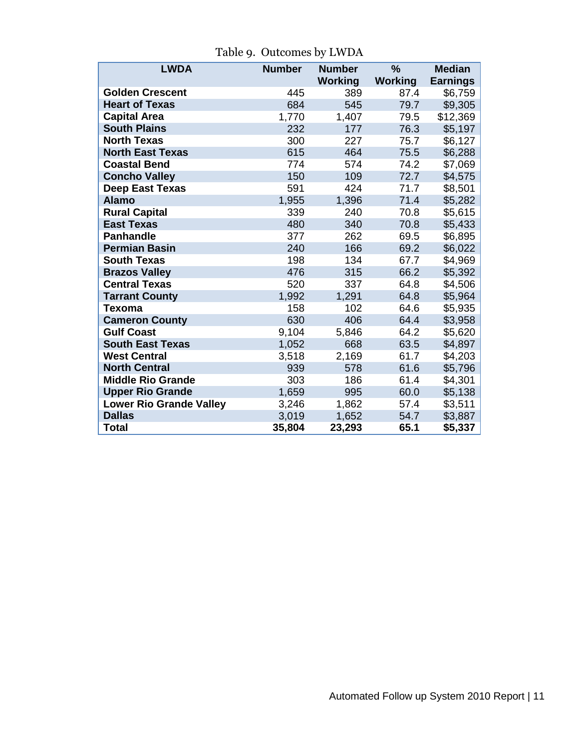Table 9. Outcomes by LWDA

| LWDA | Number | Number Working | % Working | Median Earnings |
|---|---|---|---|---|
| **Golden Crescent** | 445 | 389 | 87.4 | $6,759 |
| **Heart of Texas** | 684 | 545 | 79.7 | $9,305 |
| **Capital Area** | 1,770 | 1,407 | 79.5 | $12,369 |
| **South Plains** | 232 | 177 | 76.3 | $5,197 |
| **North Texas** | 300 | 227 | 75.7 | $6,127 |
| **North East Texas** | 615 | 464 | 75.5 | $6,288 |
| **Coastal Bend** | 774 | 574 | 74.2 | $7,069 |
| **Concho Valley** | 150 | 109 | 72.7 | $4,575 |
| **Deep East Texas** | 591 | 424 | 71.7 | $8,501 |
| **Alamo** | 1,955 | 1,396 | 71.4 | $5,282 |
| **Rural Capital** | 339 | 240 | 70.8 | $5,615 |
| **East Texas** | 480 | 340 | 70.8 | $5,433 |
| **Panhandle** | 377 | 262 | 69.5 | $6,895 |
| **Permian Basin** | 240 | 166 | 69.2 | $6,022 |
| **South Texas** | 198 | 134 | 67.7 | $4,969 |
| **Brazos Valley** | 476 | 315 | 66.2 | $5,392 |
| **Central Texas** | 520 | 337 | 64.8 | $4,506 |
| **Tarrant County** | 1,992 | 1,291 | 64.8 | $5,964 |
| **Texoma** | 158 | 102 | 64.6 | $5,935 |
| **Cameron County** | 630 | 406 | 64.4 | $3,958 |
| **Gulf Coast** | 9,104 | 5,846 | 64.2 | $5,620 |
| **South East Texas** | 1,052 | 668 | 63.5 | $4,897 |
| **West Central** | 3,518 | 2,169 | 61.7 | $4,203 |
| **North Central** | 939 | 578 | 61.6 | $5,796 |
| **Middle Rio Grande** | 303 | 186 | 61.4 | $4,301 |
| **Upper Rio Grande** | 1,659 | 995 | 60.0 | $5,138 |
| **Lower Rio Grande Valley** | 3,246 | 1,862 | 57.4 | $3,511 |
| **Dallas** | 3,019 | 1,652 | 54.7 | $3,887 |
| **Total** | **35,804** | **23,293** | **65.1** | **$5,337** |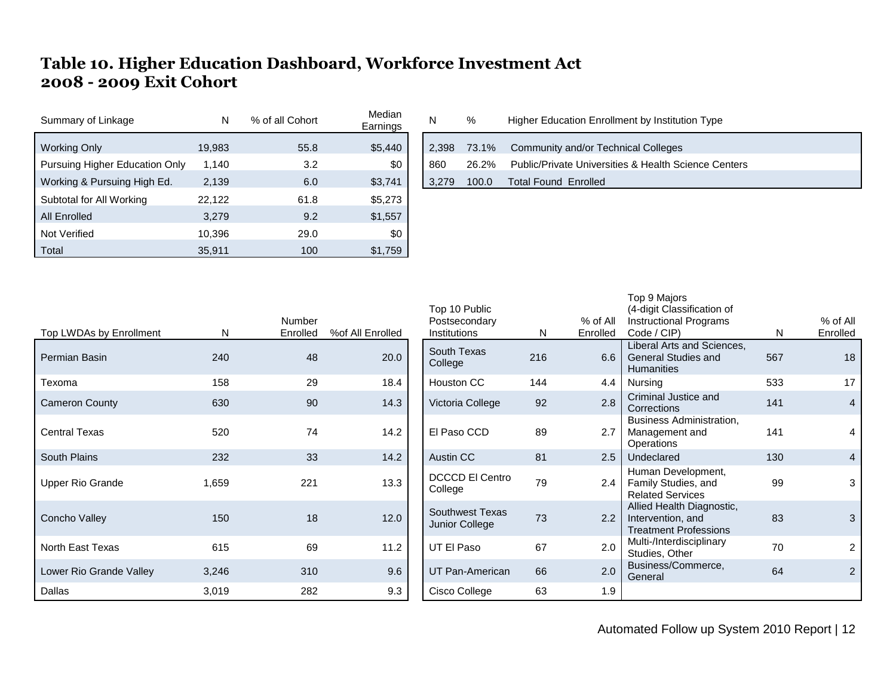# Table 10. Higher Education Dashboard, Workforce Investment Act 2008 - 2009 Exit Cohort

| Summary of Linkage | N | % of all Cohort | Median Earnings |
|---|---|---|---|
| Working Only | 19,983 | 55.8 | $5,440 |
| Pursuing Higher Education Only | 1,140 | 3.2 | $0 |
| Working & Pursuing High Ed. | 2,139 | 6.0 | $3,741 |
| Subtotal for All Working | 22,122 | 61.8 | $5,273 |
| All Enrolled | 3,279 | 9.2 | $1,557 |
| Not Verified | 10,396 | 29.0 | $0 |
| Total | 35,911 | 100 | $1,759 |

| N | % | Higher Education Enrollment by Institution Type |
|---|---|---|
| 2,398 | 73.1% | Community and/or Technical Colleges |
| 860 | 26.2% | Public/Private Universities & Health Science Centers |
| 3,279 | 100.0 | Total Found Enrolled |

| Top LWDAs by Enrollment | N | Number Enrolled | %of All Enrolled |
|---|---|---|---|
| Permian Basin | 240 | 48 | 20.0 |
| Texoma | 158 | 29 | 18.4 |
| Cameron County | 630 | 90 | 14.3 |
| Central Texas | 520 | 74 | 14.2 |
| South Plains | 232 | 33 | 14.2 |
| Upper Rio Grande | 1,659 | 221 | 13.3 |
| Concho Valley | 150 | 18 | 12.0 |
| North East Texas | 615 | 69 | 11.2 |
| Lower Rio Grande Valley | 3,246 | 310 | 9.6 |
| Dallas | 3,019 | 282 | 9.3 |

| Top 10 Public Postsecondary Institutions | N | % of All Enrolled |
|---|---|---|
| South Texas College | 216 | 6.6 |
| Houston CC | 144 | 4.4 |
| Victoria College | 92 | 2.8 |
| El Paso CCD | 89 | 2.7 |
| Austin CC | 81 | 2.5 |
| DCCCD El Centro College | 79 | 2.4 |
| Southwest Texas Junior College | 73 | 2.2 |
| UT El Paso | 67 | 2.0 |
| UT Pan-American | 66 | 2.0 |
| Cisco College | 63 | 1.9 |

| Top 9 Majors (4-digit Classification of Instructional Programs Code / CIP) | N | % of All Enrolled |
|---|---|---|
| Liberal Arts and Sciences, General Studies and Humanities | 567 | 18 |
| Nursing | 533 | 17 |
| Criminal Justice and Corrections | 141 | 4 |
| Business Administration, Management and Operations | 141 | 4 |
| Undeclared | 130 | 4 |
| Human Development, Family Studies, and Related Services | 99 | 3 |
| Allied Health Diagnostic, Intervention, and Treatment Professions | 83 | 3 |
| Multi-/Interdisciplinary Studies, Other | 70 | 2 |
| Business/Commerce, General | 64 | 2 |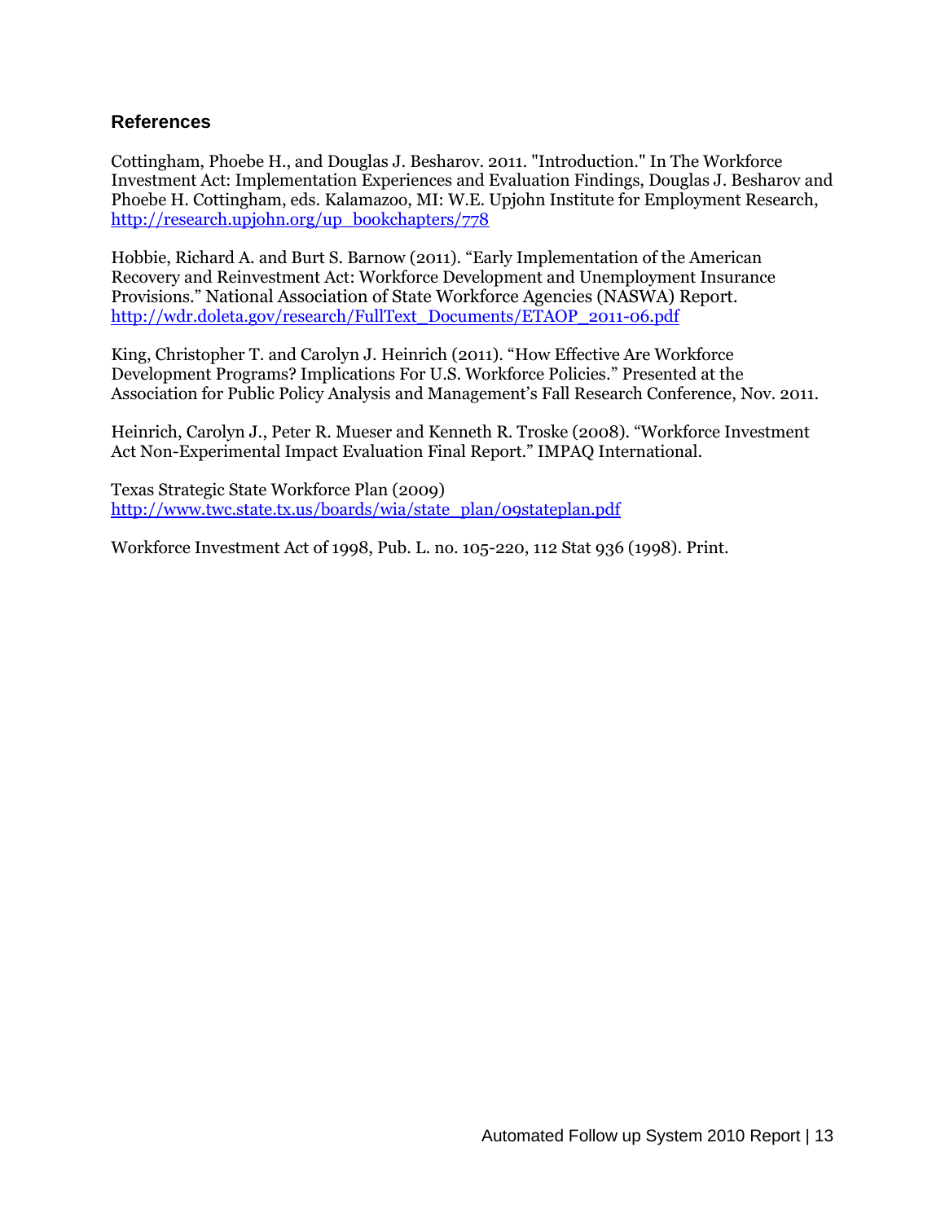## References

Cottingham, Phoebe H., and Douglas J. Besharov. 2011. "Introduction." In The Workforce Investment Act: Implementation Experiences and Evaluation Findings, Douglas J. Besharov and Phoebe H. Cottingham, eds. Kalamazoo, MI: W.E. Upjohn Institute for Employment Research, http://research.upjohn.org/up_bookchapters/778

Hobbie, Richard A. and Burt S. Barnow (2011). "Early Implementation of the American Recovery and Reinvestment Act: Workforce Development and Unemployment Insurance Provisions." National Association of State Workforce Agencies (NASWA) Report. http://wdr.doleta.gov/research/FullText_Documents/ETAOP_2011-06.pdf

King, Christopher T. and Carolyn J. Heinrich (2011). "How Effective Are Workforce Development Programs? Implications For U.S. Workforce Policies." Presented at the Association for Public Policy Analysis and Management's Fall Research Conference, Nov. 2011.

Heinrich, Carolyn J., Peter R. Mueser and Kenneth R. Troske (2008). "Workforce Investment Act Non-Experimental Impact Evaluation Final Report." IMPAQ International.

Texas Strategic State Workforce Plan (2009)
http://www.twc.state.tx.us/boards/wia/state_plan/09stateplan.pdf

Workforce Investment Act of 1998, Pub. L. no. 105-220, 112 Stat 936 (1998). Print.